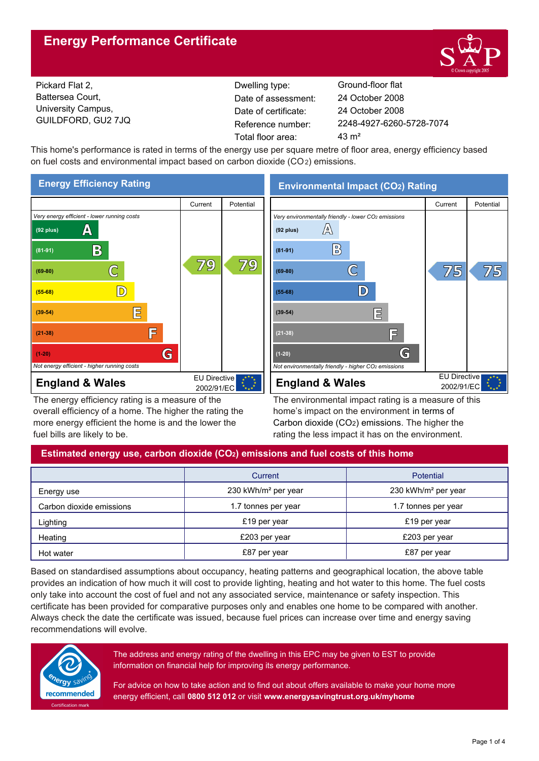# Energy Performance Certificate

Pickard Flat 2,
Battersea Court,
University Campus,
GUILDFORD, GU2 7JQ

| | |
|---|---|
| Dwelling type: | Ground-floor flat |
| Date of assessment: | 24 October 2008 |
| Date of certificate: | 24 October 2008 |
| Reference number: | 2248-4927-6260-5728-7074 |
| Total floor area: | 43 m² |

This home's performance is rated in terms of the energy use per square metre of floor area, energy efficiency based on fuel costs and environmental impact based on carbon dioxide ($CO_2$) emissions.

## Energy Efficiency Rating

Current | Potential

*Very energy efficient - lower running costs*

(92 plus) A
(81-91) B
(69-80) C
(55-68) D
(39-54) E
(21-38) F
(1-20) G

*Not energy efficient - higher running costs*

Current: 79
Potential: 79

England & Wales
EU Directive 2002/91/EC

The energy efficiency rating is a measure of the overall efficiency of a home. The higher the rating the more energy efficient the home is and the lower the fuel bills are likely to be.

## Environmental Impact ($CO_2$) Rating

Current | Potential

*Very environmentally friendly - lower $CO_2$ emissions*

(92 plus) A
(81-91) B
(69-80) C
(55-68) D
(39-54) E
(21-38) F
(1-20) G

*Not environmentally friendly - higher $CO_2$ emissions*

Current: 75
Potential: 75

England & Wales
EU Directive 2002/91/EC

The environmental impact rating is a measure of this home's impact on the environment in terms of Carbon dioxide ($CO_2$) emissions. The higher the rating the less impact it has on the environment.

## Estimated energy use, carbon dioxide ($CO_2$) emissions and fuel costs of this home

| | Current | Potential |
|---|---|---|
| Energy use | 230 kWh/m² per year | 230 kWh/m² per year |
| Carbon dioxide emissions | 1.7 tonnes per year | 1.7 tonnes per year |
| Lighting | £19 per year | £19 per year |
| Heating | £203 per year | £203 per year |
| Hot water | £87 per year | £87 per year |

Based on standardised assumptions about occupancy, heating patterns and geographical location, the above table provides an indication of how much it will cost to provide lighting, heating and hot water to this home. The fuel costs only take into account the cost of fuel and not any associated service, maintenance or safety inspection. This certificate has been provided for comparative purposes only and enables one home to be compared with another. Always check the date the certificate was issued, because fuel prices can increase over time and energy saving recommendations will evolve.

energy saving recommended
Certification mark

The address and energy rating of the dwelling in this EPC may be given to EST to provide information on financial help for improving its energy performance.

For advice on how to take action and to find out about offers available to make your home more energy efficient, call **0800 512 012** or visit **www.energysavingtrust.org.uk/myhome**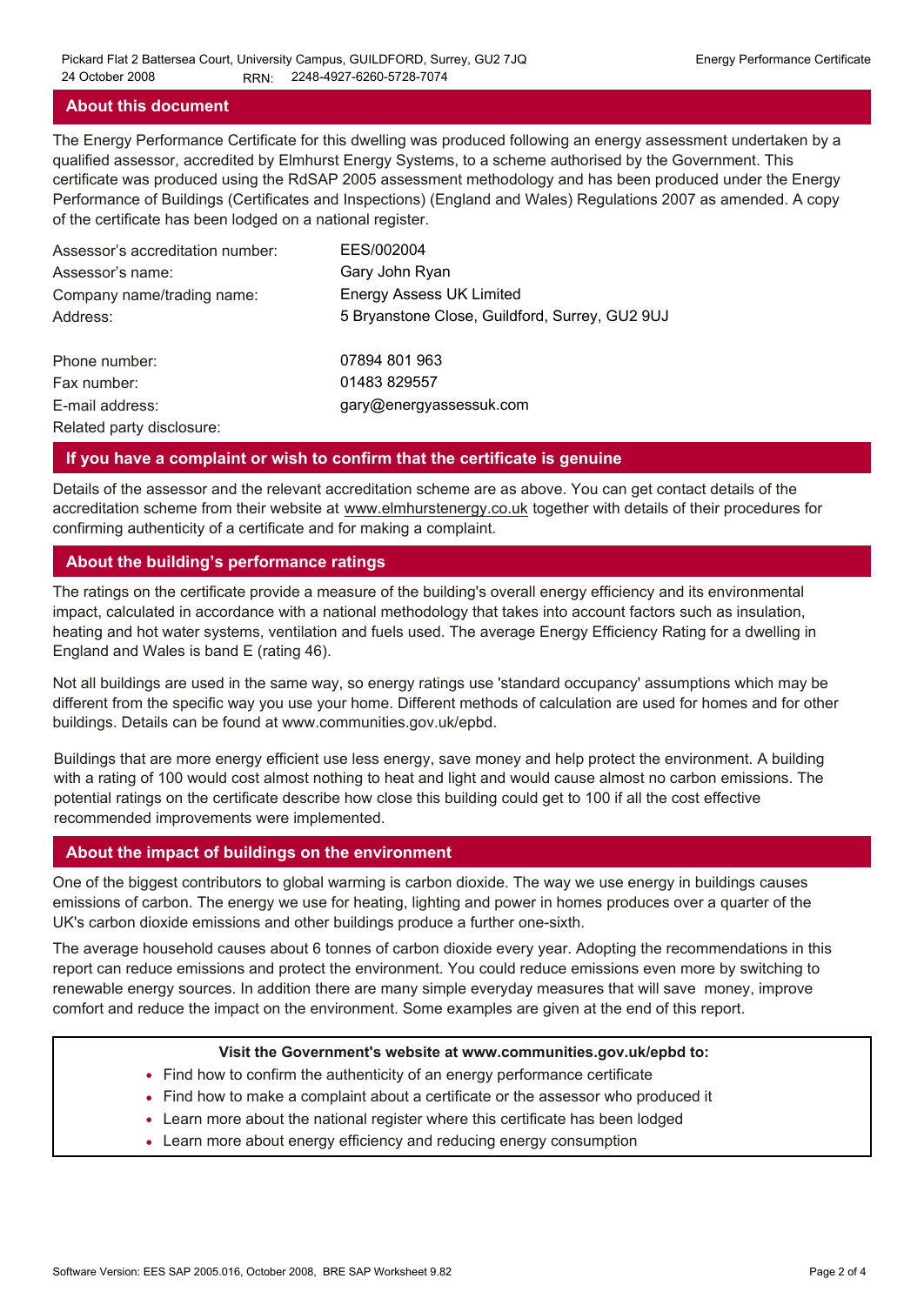## About this document

The Energy Performance Certificate for this dwelling was produced following an energy assessment undertaken by a qualified assessor, accredited by Elmhurst Energy Systems, to a scheme authorised by the Government. This certificate was produced using the RdSAP 2005 assessment methodology and has been produced under the Energy Performance of Buildings (Certificates and Inspections) (England and Wales) Regulations 2007 as amended. A copy of the certificate has been lodged on a national register.

| | |
|---|---|
| Assessor's accreditation number: | EES/002004 |
| Assessor's name: | Gary John Ryan |
| Company name/trading name: | Energy Assess UK Limited |
| Address: | 5 Bryanstone Close, Guildford, Surrey, GU2 9UJ |
| Phone number: | 07894 801 963 |
| Fax number: | 01483 829557 |
| E-mail address: | gary@energyassessuk.com |
| Related party disclosure: | |

## If you have a complaint or wish to confirm that the certificate is genuine

Details of the assessor and the relevant accreditation scheme are as above. You can get contact details of the accreditation scheme from their website at www.elmhurstenergy.co.uk together with details of their procedures for confirming authenticity of a certificate and for making a complaint.

## About the building's performance ratings

The ratings on the certificate provide a measure of the building's overall energy efficiency and its environmental impact, calculated in accordance with a national methodology that takes into account factors such as insulation, heating and hot water systems, ventilation and fuels used. The average Energy Efficiency Rating for a dwelling in England and Wales is band E (rating 46).

Not all buildings are used in the same way, so energy ratings use 'standard occupancy' assumptions which may be different from the specific way you use your home. Different methods of calculation are used for homes and for other buildings. Details can be found at www.communities.gov.uk/epbd.

Buildings that are more energy efficient use less energy, save money and help protect the environment. A building with a rating of 100 would cost almost nothing to heat and light and would cause almost no carbon emissions. The potential ratings on the certificate describe how close this building could get to 100 if all the cost effective recommended improvements were implemented.

## About the impact of buildings on the environment

One of the biggest contributors to global warming is carbon dioxide. The way we use energy in buildings causes emissions of carbon. The energy we use for heating, lighting and power in homes produces over a quarter of the UK's carbon dioxide emissions and other buildings produce a further one-sixth.

The average household causes about 6 tonnes of carbon dioxide every year. Adopting the recommendations in this report can reduce emissions and protect the environment. You could reduce emissions even more by switching to renewable energy sources. In addition there are many simple everyday measures that will save money, improve comfort and reduce the impact on the environment. Some examples are given at the end of this report.

**Visit the Government's website at www.communities.gov.uk/epbd to:**

- Find how to confirm the authenticity of an energy performance certificate
- Find how to make a complaint about a certificate or the assessor who produced it
- Learn more about the national register where this certificate has been lodged
- Learn more about energy efficiency and reducing energy consumption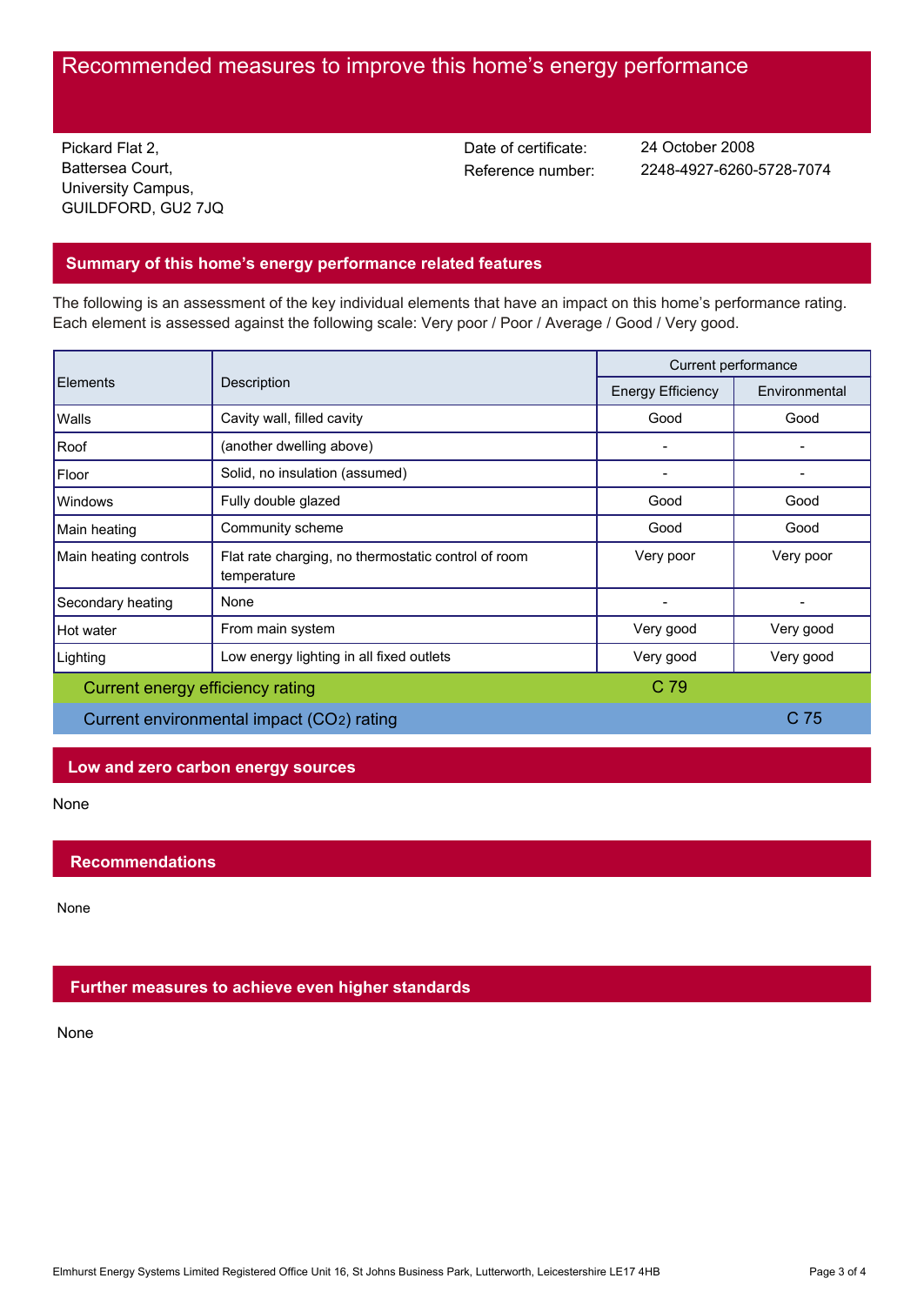# Recommended measures to improve this home's energy performance

Pickard Flat 2,
Battersea Court,
University Campus,
GUILDFORD, GU2 7JQ

Date of certificate: 24 October 2008
Reference number: 2248-4927-6260-5728-7074

## Summary of this home's energy performance related features

The following is an assessment of the key individual elements that have an impact on this home's performance rating. Each element is assessed against the following scale: Very poor / Poor / Average / Good / Very good.

| Elements | Description | Current performance | |
|---|---|---|---|
| | | Energy Efficiency | Environmental |
| Walls | Cavity wall, filled cavity | Good | Good |
| Roof | (another dwelling above) | - | - |
| Floor | Solid, no insulation (assumed) | - | - |
| Windows | Fully double glazed | Good | Good |
| Main heating | Community scheme | Good | Good |
| Main heating controls | Flat rate charging, no thermostatic control of room temperature | Very poor | Very poor |
| Secondary heating | None | - | - |
| Hot water | From main system | Very good | Very good |
| Lighting | Low energy lighting in all fixed outlets | Very good | Very good |
| Current energy efficiency rating | | C 79 | |
| Current environmental impact ($CO_2$) rating | | | C 75 |

## Low and zero carbon energy sources

None

## Recommendations

None

## Further measures to achieve even higher standards

None

Elmhurst Energy Systems Limited Registered Office Unit 16, St Johns Business Park, Lutterworth, Leicestershire LE17 4HB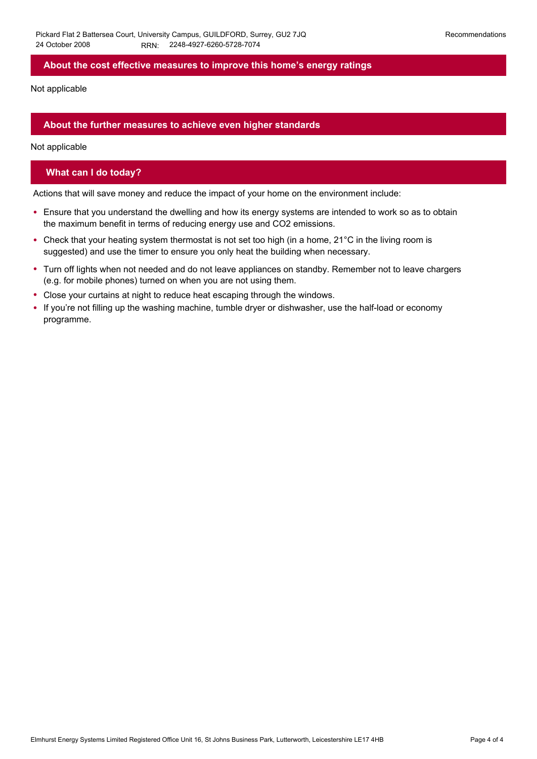## About the cost effective measures to improve this home's energy ratings

Not applicable

## About the further measures to achieve even higher standards

Not applicable

## What can I do today?

Actions that will save money and reduce the impact of your home on the environment include:

- Ensure that you understand the dwelling and how its energy systems are intended to work so as to obtain the maximum benefit in terms of reducing energy use and $CO_2$ emissions.
- Check that your heating system thermostat is not set too high (in a home, 21°C in the living room is suggested) and use the timer to ensure you only heat the building when necessary.
- Turn off lights when not needed and do not leave appliances on standby. Remember not to leave chargers (e.g. for mobile phones) turned on when you are not using them.
- Close your curtains at night to reduce heat escaping through the windows.
- If you're not filling up the washing machine, tumble dryer or dishwasher, use the half-load or economy programme.